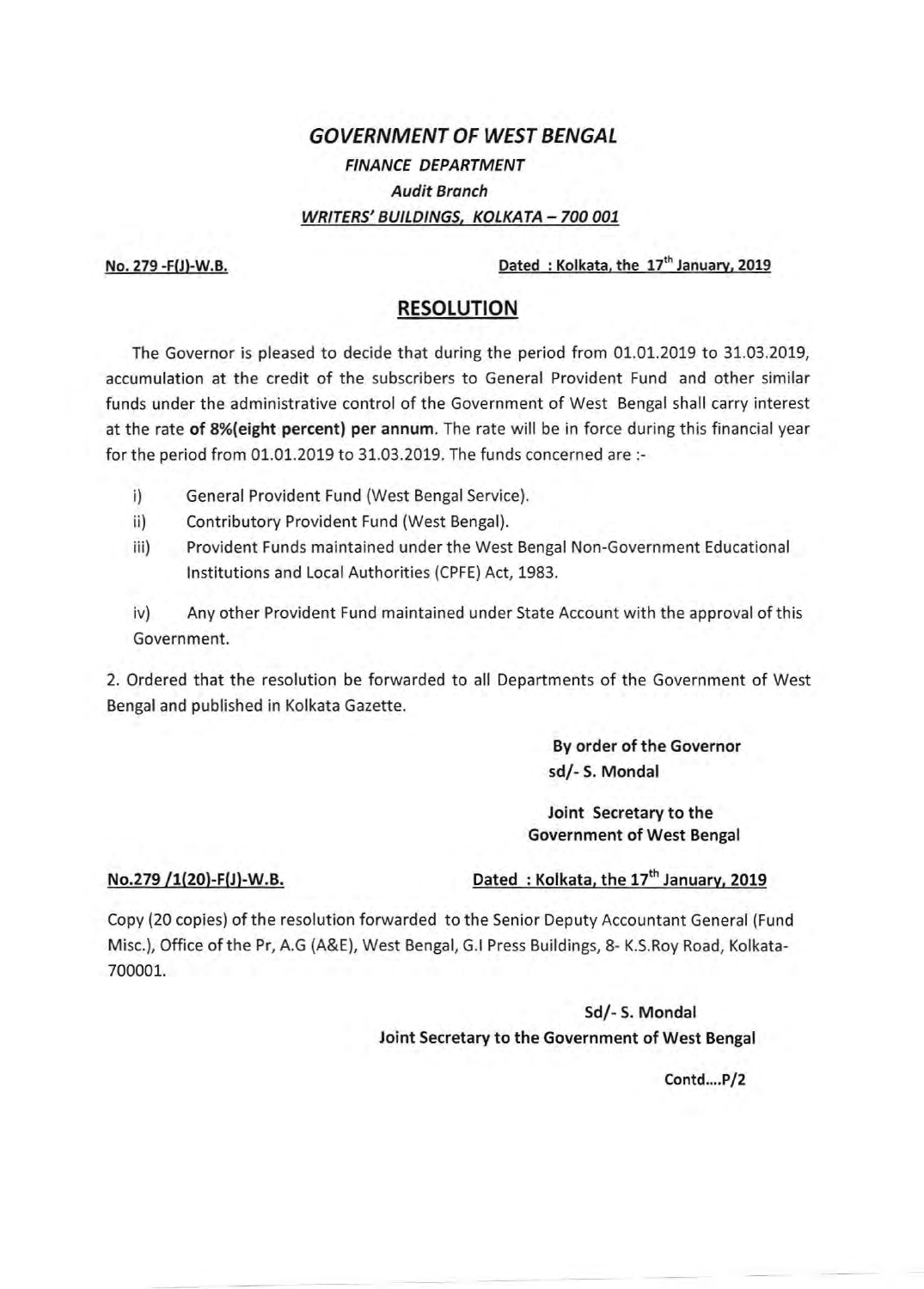# *GOVERNMENT OF WEST BENGAL*

### *FINANCE DEPARTMENT*

### *Audit Branch*

### *WRITERS' BUILDINGS, KOLKATA – 700 001*

**No. 279 -F(J)-W.B.** **Dated : Kolkata, the 17th January, 2019**

## RESOLUTION

The Governor is pleased to decide that during the period from 01.01.2019 to 31.03.2019, accumulation at the credit of the subscribers to General Provident Fund and other similar funds under the administrative control of the Government of West Bengal shall carry interest at the rate **of 8%(eight percent) per annum**. The rate will be in force during this financial year for the period from 01.01.2019 to 31.03.2019. The funds concerned are :-

i) General Provident Fund (West Bengal Service).

ii) Contributory Provident Fund (West Bengal).

iii) Provident Funds maintained under the West Bengal Non-Government Educational Institutions and Local Authorities (CPFE) Act, 1983.

iv) Any other Provident Fund maintained under State Account with the approval of this Government.

2. Ordered that the resolution be forwarded to all Departments of the Government of West Bengal and published in Kolkata Gazette.

**By order of the Governor**
**sd/- S. Mondal**

**Joint Secretary to the Government of West Bengal**

**No.279 /1(20)-F(J)-W.B.** **Dated : Kolkata, the 17th January, 2019**

Copy (20 copies) of the resolution forwarded to the Senior Deputy Accountant General (Fund Misc.), Office of the Pr, A.G (A&E), West Bengal, G.I Press Buildings, 8- K.S.Roy Road, Kolkata-700001.

**Sd/- S. Mondal**
**Joint Secretary to the Government of West Bengal**

**Contd....P/2**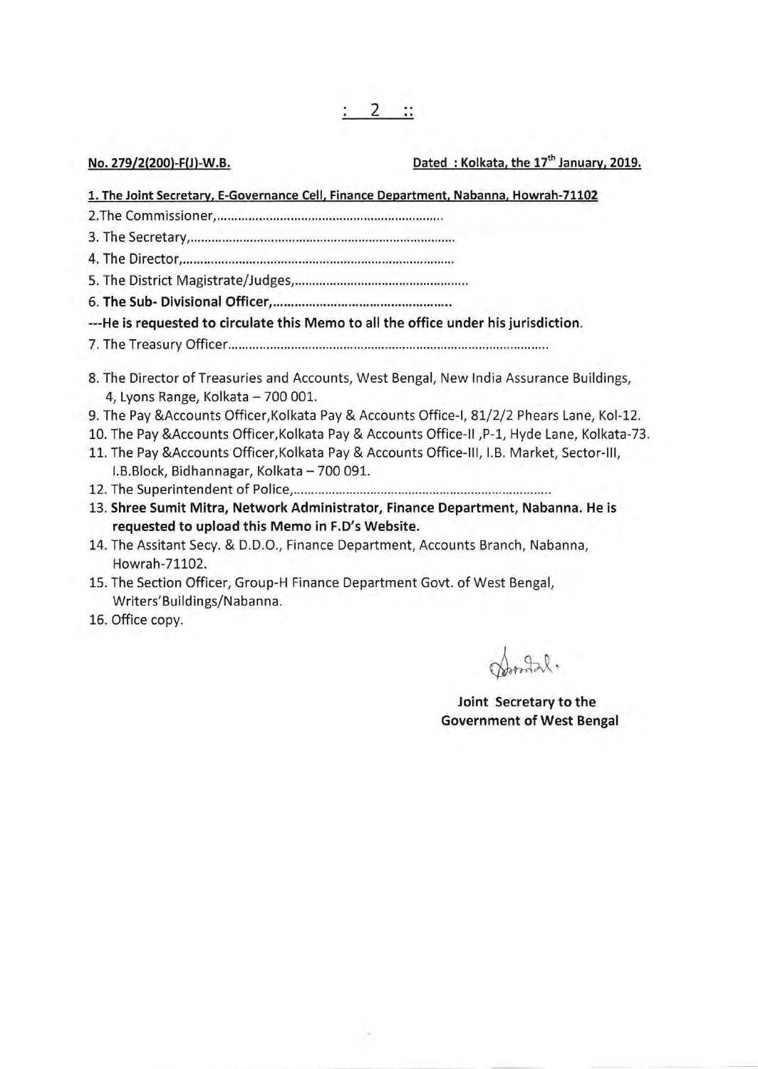**No. 279/2(200)-F(J)-W.B.** **Dated : Kolkata, the 17th January, 2019.**

**1. The Joint Secretary, E-Governance Cell, Finance Department, Nabanna, Howrah-71102**

2.The Commissioner,.................................................................

3. The Secretary,............................................................................

4. The Director,.............................................................................

5. The District Magistrate/Judges,.................................................

6. **The Sub- Divisional Officer,.................................................**

**---He is requested to circulate this Memo to all the office under his jurisdiction.**

7. The Treasury Officer..........................................................................................

8. The Director of Treasuries and Accounts, West Bengal, New India Assurance Buildings, 4, Lyons Range, Kolkata – 700 001.
9. The Pay &Accounts Officer,Kolkata Pay & Accounts Office-I, 81/2/2 Phears Lane, Kol-12.
10. The Pay &Accounts Officer,Kolkata Pay & Accounts Office-II ,P-1, Hyde Lane, Kolkata-73.
11. The Pay &Accounts Officer,Kolkata Pay & Accounts Office-III, I.B. Market, Sector-III, I.B.Block, Bidhannagar, Kolkata – 700 091.
12. The Superintendent of Police,........................................................................
13. **Shree Sumit Mitra, Network Administrator, Finance Department, Nabanna. He is requested to upload this Memo in F.D's Website.**
14. The Assitant Secy. & D.D.O., Finance Department, Accounts Branch, Nabanna, Howrah-71102.
15. The Section Officer, Group-H Finance Department Govt. of West Bengal, Writers'Buildings/Nabanna.
16. Office copy.

**Joint Secretary to the Government of West Bengal**